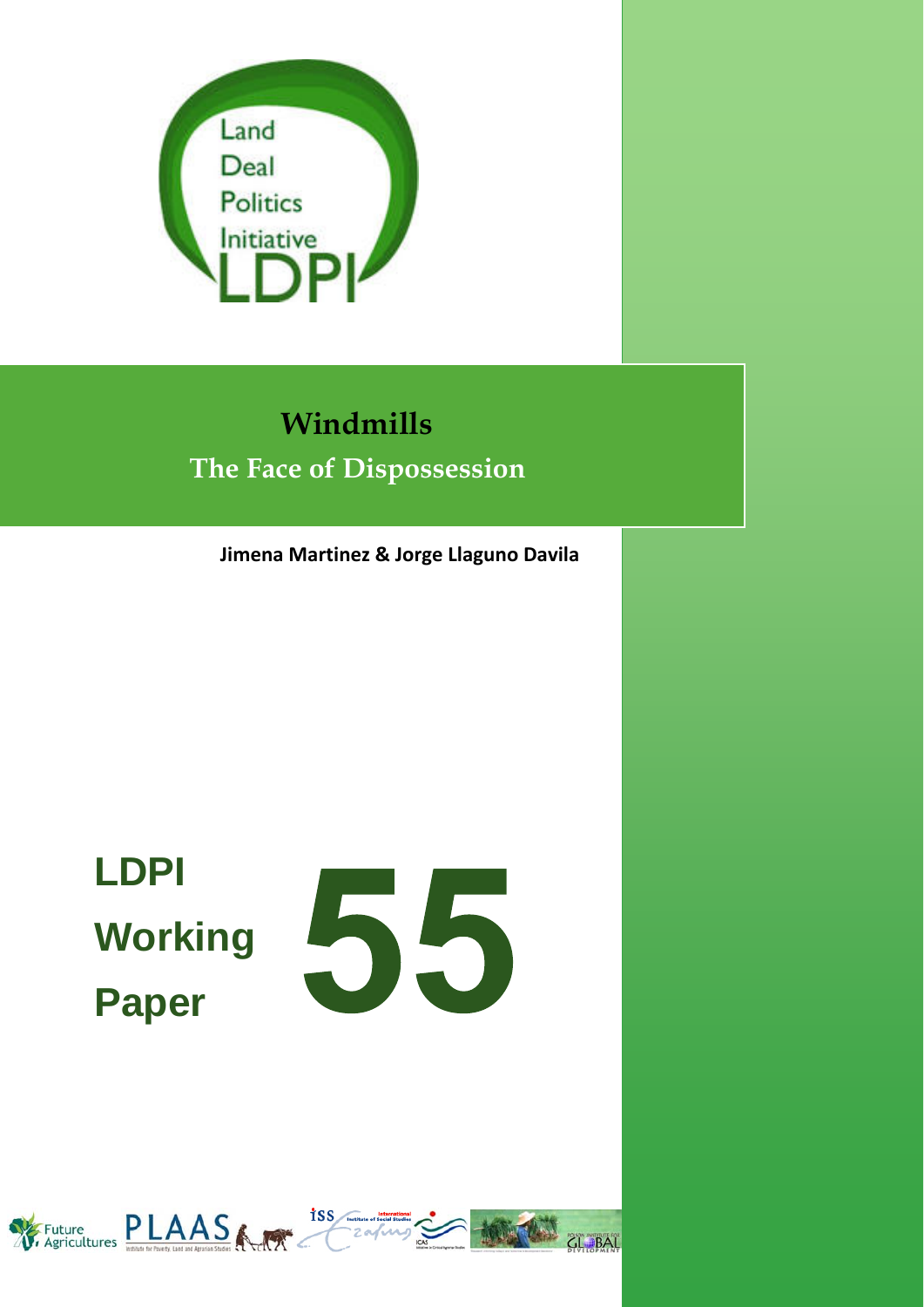Land
Deal
Politics
Initiative
LDPI

# Windmills

## The Face of Dispossession

**Jimena Martinez & Jorge Llaguno Davila**

**LDPI Working Paper 55**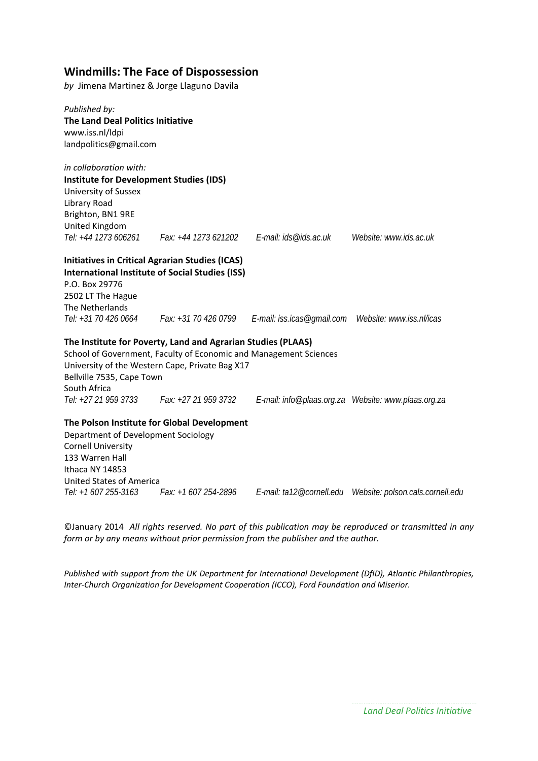## Windmills: The Face of Dispossession

*by* Jimena Martinez & Jorge Llaguno Davila

*Published by:*
**The Land Deal Politics Initiative**
www.iss.nl/ldpi
landpolitics@gmail.com

*in collaboration with:*
**Institute for Development Studies (IDS)**
University of Sussex
Library Road
Brighton, BN1 9RE
United Kingdom
*Tel: +44 1273 606261 Fax: +44 1273 621202 E-mail: ids@ids.ac.uk Website: www.ids.ac.uk*

**Initiatives in Critical Agrarian Studies (ICAS)**
**International Institute of Social Studies (ISS)**
P.O. Box 29776
2502 LT The Hague
The Netherlands
*Tel: +31 70 426 0664 Fax: +31 70 426 0799 E-mail: iss.icas@gmail.com Website: www.iss.nl/icas*

**The Institute for Poverty, Land and Agrarian Studies (PLAAS)**
School of Government, Faculty of Economic and Management Sciences
University of the Western Cape, Private Bag X17
Bellville 7535, Cape Town
South Africa
*Tel: +27 21 959 3733 Fax: +27 21 959 3732 E-mail: info@plaas.org.za Website: www.plaas.org.za*

**The Polson Institute for Global Development**
Department of Development Sociology
Cornell University
133 Warren Hall
Ithaca NY 14853
United States of America
*Tel: +1 607 255-3163 Fax: +1 607 254-2896 E-mail: ta12@cornell.edu Website: polson.cals.cornell.edu*

©January 2014 *All rights reserved. No part of this publication may be reproduced or transmitted in any form or by any means without prior permission from the publisher and the author.*

*Published with support from the UK Department for International Development (DfID), Atlantic Philanthropies, Inter-Church Organization for Development Cooperation (ICCO), Ford Foundation and Miserior.*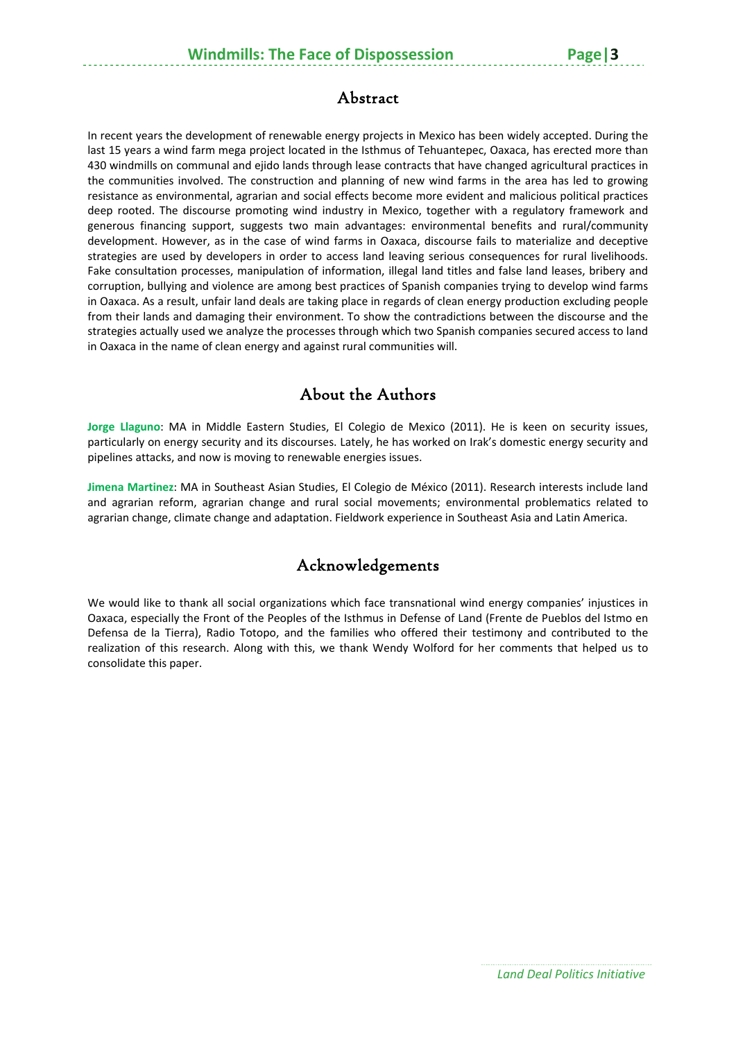## Abstract

In recent years the development of renewable energy projects in Mexico has been widely accepted. During the last 15 years a wind farm mega project located in the Isthmus of Tehuantepec, Oaxaca, has erected more than 430 windmills on communal and ejido lands through lease contracts that have changed agricultural practices in the communities involved. The construction and planning of new wind farms in the area has led to growing resistance as environmental, agrarian and social effects become more evident and malicious political practices deep rooted. The discourse promoting wind industry in Mexico, together with a regulatory framework and generous financing support, suggests two main advantages: environmental benefits and rural/community development. However, as in the case of wind farms in Oaxaca, discourse fails to materialize and deceptive strategies are used by developers in order to access land leaving serious consequences for rural livelihoods. Fake consultation processes, manipulation of information, illegal land titles and false land leases, bribery and corruption, bullying and violence are among best practices of Spanish companies trying to develop wind farms in Oaxaca. As a result, unfair land deals are taking place in regards of clean energy production excluding people from their lands and damaging their environment. To show the contradictions between the discourse and the strategies actually used we analyze the processes through which two Spanish companies secured access to land in Oaxaca in the name of clean energy and against rural communities will.

## About the Authors

**Jorge Llaguno**: MA in Middle Eastern Studies, El Colegio de Mexico (2011). He is keen on security issues, particularly on energy security and its discourses. Lately, he has worked on Irak's domestic energy security and pipelines attacks, and now is moving to renewable energies issues.

**Jimena Martinez**: MA in Southeast Asian Studies, El Colegio de México (2011). Research interests include land and agrarian reform, agrarian change and rural social movements; environmental problematics related to agrarian change, climate change and adaptation. Fieldwork experience in Southeast Asia and Latin America.

## Acknowledgements

We would like to thank all social organizations which face transnational wind energy companies' injustices in Oaxaca, especially the Front of the Peoples of the Isthmus in Defense of Land (Frente de Pueblos del Istmo en Defensa de la Tierra), Radio Totopo, and the families who offered their testimony and contributed to the realization of this research. Along with this, we thank Wendy Wolford for her comments that helped us to consolidate this paper.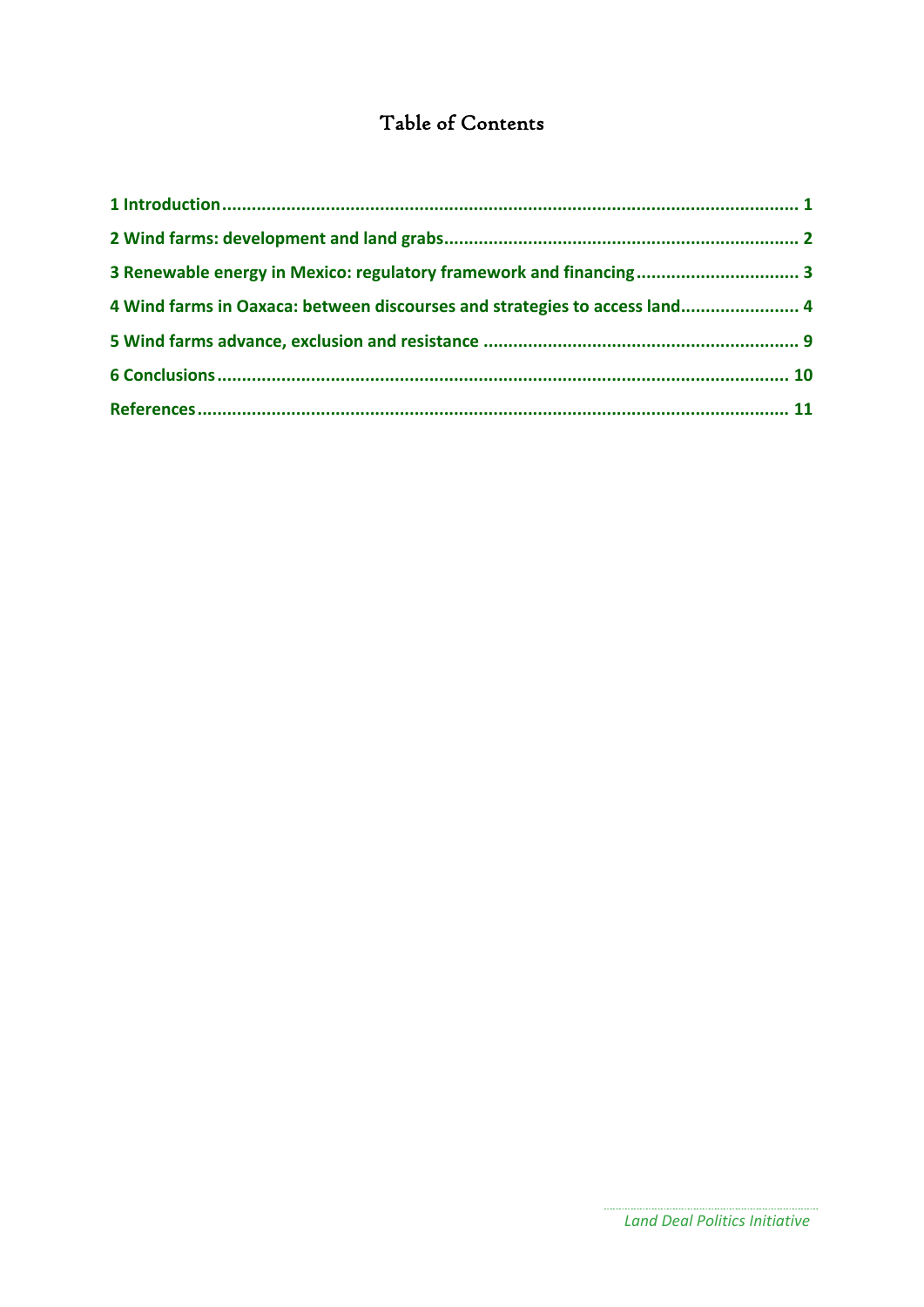# Table of Contents

1 Introduction .................................................................................................................. 1

2 Wind farms: development and land grabs ...................................................................... 2

3 Renewable energy in Mexico: regulatory framework and financing ................................ 3

4 Wind farms in Oaxaca: between discourses and strategies to access land ....................... 4

5 Wind farms advance, exclusion and resistance ............................................................... 9

6 Conclusions .................................................................................................................. 10

References ....................................................................................................................... 11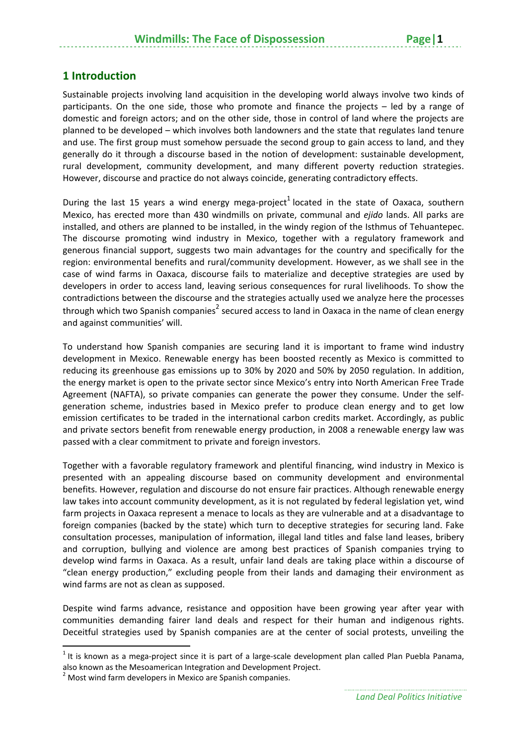## 1 Introduction

Sustainable projects involving land acquisition in the developing world always involve two kinds of participants. On the one side, those who promote and finance the projects – led by a range of domestic and foreign actors; and on the other side, those in control of land where the projects are planned to be developed – which involves both landowners and the state that regulates land tenure and use. The first group must somehow persuade the second group to gain access to land, and they generally do it through a discourse based in the notion of development: sustainable development, rural development, community development, and many different poverty reduction strategies. However, discourse and practice do not always coincide, generating contradictory effects.

During the last 15 years a wind energy mega-project[1] located in the state of Oaxaca, southern Mexico, has erected more than 430 windmills on private, communal and *ejido* lands. All parks are installed, and others are planned to be installed, in the windy region of the Isthmus of Tehuantepec. The discourse promoting wind industry in Mexico, together with a regulatory framework and generous financial support, suggests two main advantages for the country and specifically for the region: environmental benefits and rural/community development. However, as we shall see in the case of wind farms in Oaxaca, discourse fails to materialize and deceptive strategies are used by developers in order to access land, leaving serious consequences for rural livelihoods. To show the contradictions between the discourse and the strategies actually used we analyze here the processes through which two Spanish companies[2] secured access to land in Oaxaca in the name of clean energy and against communities' will.

To understand how Spanish companies are securing land it is important to frame wind industry development in Mexico. Renewable energy has been boosted recently as Mexico is committed to reducing its greenhouse gas emissions up to 30% by 2020 and 50% by 2050 regulation. In addition, the energy market is open to the private sector since Mexico's entry into North American Free Trade Agreement (NAFTA), so private companies can generate the power they consume. Under the self-generation scheme, industries based in Mexico prefer to produce clean energy and to get low emission certificates to be traded in the international carbon credits market. Accordingly, as public and private sectors benefit from renewable energy production, in 2008 a renewable energy law was passed with a clear commitment to private and foreign investors.

Together with a favorable regulatory framework and plentiful financing, wind industry in Mexico is presented with an appealing discourse based on community development and environmental benefits. However, regulation and discourse do not ensure fair practices. Although renewable energy law takes into account community development, as it is not regulated by federal legislation yet, wind farm projects in Oaxaca represent a menace to locals as they are vulnerable and at a disadvantage to foreign companies (backed by the state) which turn to deceptive strategies for securing land. Fake consultation processes, manipulation of information, illegal land titles and false land leases, bribery and corruption, bullying and violence are among best practices of Spanish companies trying to develop wind farms in Oaxaca. As a result, unfair land deals are taking place within a discourse of "clean energy production," excluding people from their lands and damaging their environment as wind farms are not as clean as supposed.

Despite wind farms advance, resistance and opposition have been growing year after year with communities demanding fairer land deals and respect for their human and indigenous rights. Deceitful strategies used by Spanish companies are at the center of social protests, unveiling the

---

[1] It is known as a mega-project since it is part of a large-scale development plan called Plan Puebla Panama, also known as the Mesoamerican Integration and Development Project.

[2] Most wind farm developers in Mexico are Spanish companies.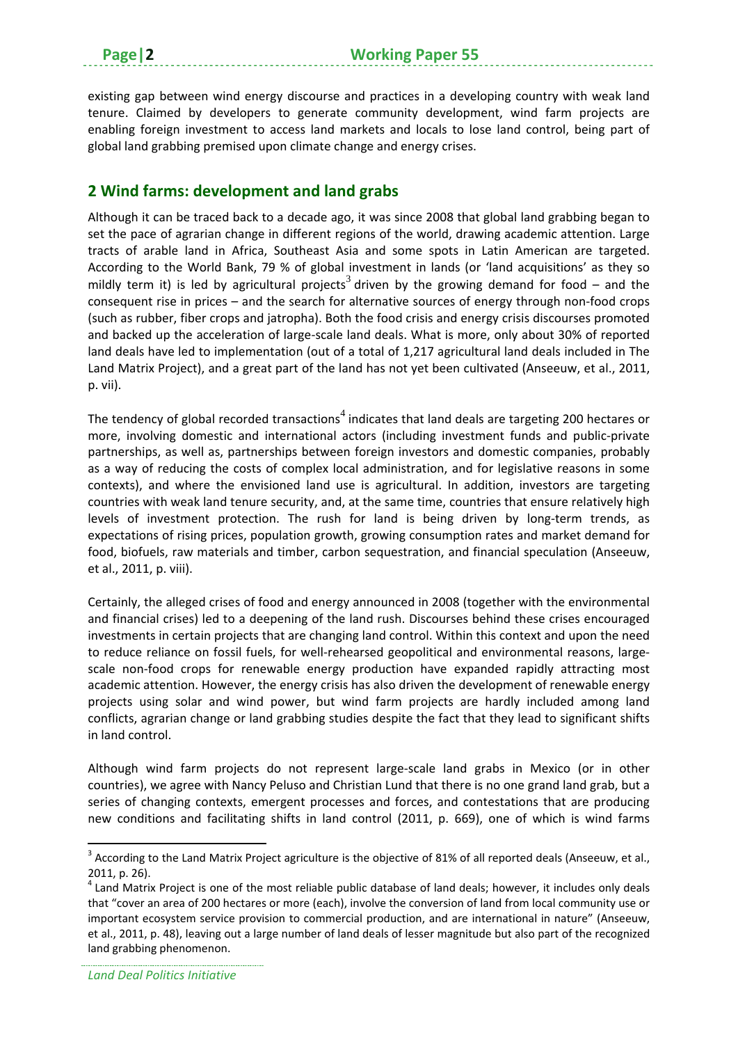existing gap between wind energy discourse and practices in a developing country with weak land tenure. Claimed by developers to generate community development, wind farm projects are enabling foreign investment to access land markets and locals to lose land control, being part of global land grabbing premised upon climate change and energy crises.

## 2 Wind farms: development and land grabs

Although it can be traced back to a decade ago, it was since 2008 that global land grabbing began to set the pace of agrarian change in different regions of the world, drawing academic attention. Large tracts of arable land in Africa, Southeast Asia and some spots in Latin American are targeted. According to the World Bank, 79 % of global investment in lands (or 'land acquisitions' as they so mildly term it) is led by agricultural projects[3] driven by the growing demand for food – and the consequent rise in prices – and the search for alternative sources of energy through non-food crops (such as rubber, fiber crops and jatropha). Both the food crisis and energy crisis discourses promoted and backed up the acceleration of large-scale land deals. What is more, only about 30% of reported land deals have led to implementation (out of a total of 1,217 agricultural land deals included in The Land Matrix Project), and a great part of the land has not yet been cultivated (Anseeuw, et al., 2011, p. vii).

The tendency of global recorded transactions[4] indicates that land deals are targeting 200 hectares or more, involving domestic and international actors (including investment funds and public-private partnerships, as well as, partnerships between foreign investors and domestic companies, probably as a way of reducing the costs of complex local administration, and for legislative reasons in some contexts), and where the envisioned land use is agricultural. In addition, investors are targeting countries with weak land tenure security, and, at the same time, countries that ensure relatively high levels of investment protection. The rush for land is being driven by long-term trends, as expectations of rising prices, population growth, growing consumption rates and market demand for food, biofuels, raw materials and timber, carbon sequestration, and financial speculation (Anseeuw, et al., 2011, p. viii).

Certainly, the alleged crises of food and energy announced in 2008 (together with the environmental and financial crises) led to a deepening of the land rush. Discourses behind these crises encouraged investments in certain projects that are changing land control. Within this context and upon the need to reduce reliance on fossil fuels, for well-rehearsed geopolitical and environmental reasons, large-scale non-food crops for renewable energy production have expanded rapidly attracting most academic attention. However, the energy crisis has also driven the development of renewable energy projects using solar and wind power, but wind farm projects are hardly included among land conflicts, agrarian change or land grabbing studies despite the fact that they lead to significant shifts in land control.

Although wind farm projects do not represent large-scale land grabs in Mexico (or in other countries), we agree with Nancy Peluso and Christian Lund that there is no one grand land grab, but a series of changing contexts, emergent processes and forces, and contestations that are producing new conditions and facilitating shifts in land control (2011, p. 669), one of which is wind farms

[3] According to the Land Matrix Project agriculture is the objective of 81% of all reported deals (Anseeuw, et al., 2011, p. 26).

[4] Land Matrix Project is one of the most reliable public database of land deals; however, it includes only deals that "cover an area of 200 hectares or more (each), involve the conversion of land from local community use or important ecosystem service provision to commercial production, and are international in nature" (Anseeuw, et al., 2011, p. 48), leaving out a large number of land deals of lesser magnitude but also part of the recognized land grabbing phenomenon.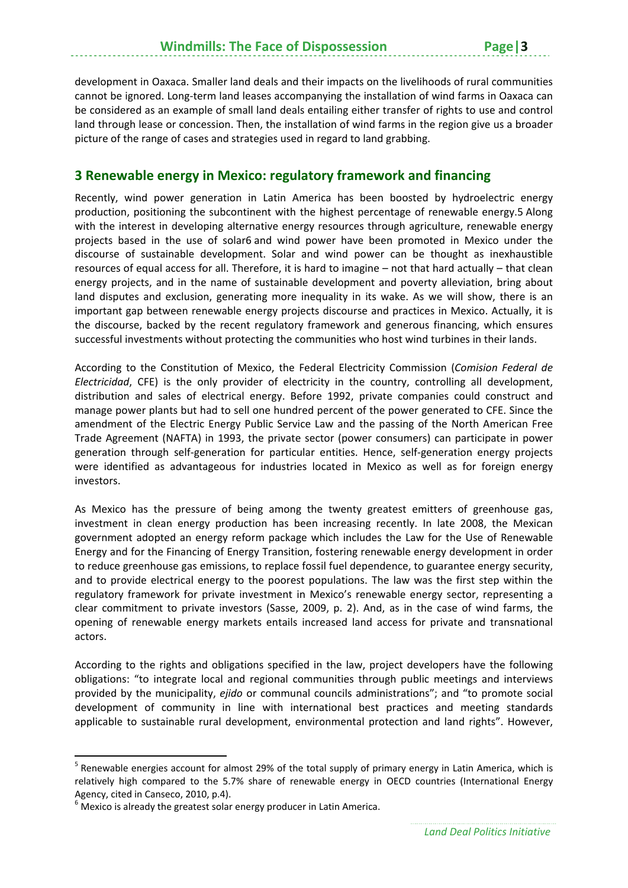development in Oaxaca. Smaller land deals and their impacts on the livelihoods of rural communities cannot be ignored. Long-term land leases accompanying the installation of wind farms in Oaxaca can be considered as an example of small land deals entailing either transfer of rights to use and control land through lease or concession. Then, the installation of wind farms in the region give us a broader picture of the range of cases and strategies used in regard to land grabbing.

## 3 Renewable energy in Mexico: regulatory framework and financing

Recently, wind power generation in Latin America has been boosted by hydroelectric energy production, positioning the subcontinent with the highest percentage of renewable energy.[5] Along with the interest in developing alternative energy resources through agriculture, renewable energy projects based in the use of solar[6] and wind power have been promoted in Mexico under the discourse of sustainable development. Solar and wind power can be thought as inexhaustible resources of equal access for all. Therefore, it is hard to imagine – not that hard actually – that clean energy projects, and in the name of sustainable development and poverty alleviation, bring about land disputes and exclusion, generating more inequality in its wake. As we will show, there is an important gap between renewable energy projects discourse and practices in Mexico. Actually, it is the discourse, backed by the recent regulatory framework and generous financing, which ensures successful investments without protecting the communities who host wind turbines in their lands.

According to the Constitution of Mexico, the Federal Electricity Commission (*Comision Federal de Electricidad*, CFE) is the only provider of electricity in the country, controlling all development, distribution and sales of electrical energy. Before 1992, private companies could construct and manage power plants but had to sell one hundred percent of the power generated to CFE. Since the amendment of the Electric Energy Public Service Law and the passing of the North American Free Trade Agreement (NAFTA) in 1993, the private sector (power consumers) can participate in power generation through self-generation for particular entities. Hence, self-generation energy projects were identified as advantageous for industries located in Mexico as well as for foreign energy investors.

As Mexico has the pressure of being among the twenty greatest emitters of greenhouse gas, investment in clean energy production has been increasing recently. In late 2008, the Mexican government adopted an energy reform package which includes the Law for the Use of Renewable Energy and for the Financing of Energy Transition, fostering renewable energy development in order to reduce greenhouse gas emissions, to replace fossil fuel dependence, to guarantee energy security, and to provide electrical energy to the poorest populations. The law was the first step within the regulatory framework for private investment in Mexico's renewable energy sector, representing a clear commitment to private investors (Sasse, 2009, p. 2). And, as in the case of wind farms, the opening of renewable energy markets entails increased land access for private and transnational actors.

According to the rights and obligations specified in the law, project developers have the following obligations: "to integrate local and regional communities through public meetings and interviews provided by the municipality, *ejido* or communal councils administrations"; and "to promote social development of community in line with international best practices and meeting standards applicable to sustainable rural development, environmental protection and land rights". However,

---

[5] Renewable energies account for almost 29% of the total supply of primary energy in Latin America, which is relatively high compared to the 5.7% share of renewable energy in OECD countries (International Energy Agency, cited in Canseco, 2010, p.4).

[6] Mexico is already the greatest solar energy producer in Latin America.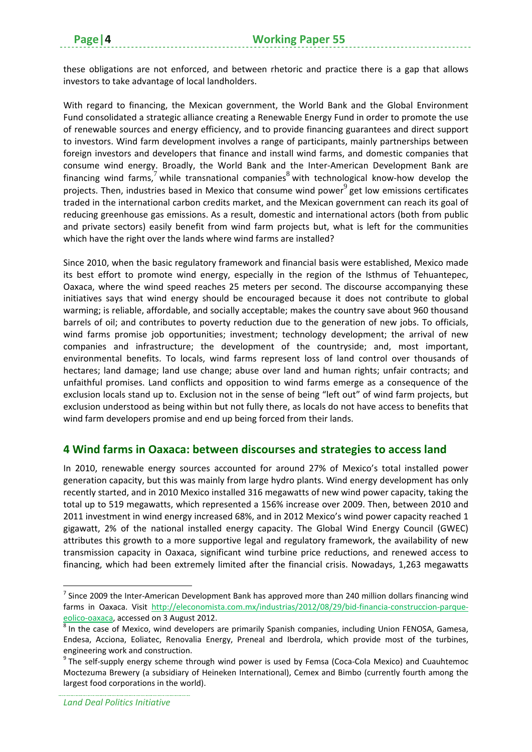these obligations are not enforced, and between rhetoric and practice there is a gap that allows investors to take advantage of local landholders.

With regard to financing, the Mexican government, the World Bank and the Global Environment Fund consolidated a strategic alliance creating a Renewable Energy Fund in order to promote the use of renewable sources and energy efficiency, and to provide financing guarantees and direct support to investors. Wind farm development involves a range of participants, mainly partnerships between foreign investors and developers that finance and install wind farms, and domestic companies that consume wind energy. Broadly, the World Bank and the Inter-American Development Bank are financing wind farms,[7] while transnational companies[8] with technological know-how develop the projects. Then, industries based in Mexico that consume wind power[9] get low emissions certificates traded in the international carbon credits market, and the Mexican government can reach its goal of reducing greenhouse gas emissions. As a result, domestic and international actors (both from public and private sectors) easily benefit from wind farm projects but, what is left for the communities which have the right over the lands where wind farms are installed?

Since 2010, when the basic regulatory framework and financial basis were established, Mexico made its best effort to promote wind energy, especially in the region of the Isthmus of Tehuantepec, Oaxaca, where the wind speed reaches 25 meters per second. The discourse accompanying these initiatives says that wind energy should be encouraged because it does not contribute to global warming; is reliable, affordable, and socially acceptable; makes the country save about 960 thousand barrels of oil; and contributes to poverty reduction due to the generation of new jobs. To officials, wind farms promise job opportunities; investment; technology development; the arrival of new companies and infrastructure; the development of the countryside; and, most important, environmental benefits. To locals, wind farms represent loss of land control over thousands of hectares; land damage; land use change; abuse over land and human rights; unfair contracts; and unfaithful promises. Land conflicts and opposition to wind farms emerge as a consequence of the exclusion locals stand up to. Exclusion not in the sense of being "left out" of wind farm projects, but exclusion understood as being within but not fully there, as locals do not have access to benefits that wind farm developers promise and end up being forced from their lands.

## 4 Wind farms in Oaxaca: between discourses and strategies to access land

In 2010, renewable energy sources accounted for around 27% of Mexico's total installed power generation capacity, but this was mainly from large hydro plants. Wind energy development has only recently started, and in 2010 Mexico installed 316 megawatts of new wind power capacity, taking the total up to 519 megawatts, which represented a 156% increase over 2009. Then, between 2010 and 2011 investment in wind energy increased 68%, and in 2012 Mexico's wind power capacity reached 1 gigawatt, 2% of the national installed energy capacity. The Global Wind Energy Council (GWEC) attributes this growth to a more supportive legal and regulatory framework, the availability of new transmission capacity in Oaxaca, significant wind turbine price reductions, and renewed access to financing, which had been extremely limited after the financial crisis. Nowadays, 1,263 megawatts

---

[7] Since 2009 the Inter-American Development Bank has approved more than 240 million dollars financing wind farms in Oaxaca. Visit http://eleconomista.com.mx/industrias/2012/08/29/bid-financia-construccion-parque-eolico-oaxaca, accessed on 3 August 2012.

[8] In the case of Mexico, wind developers are primarily Spanish companies, including Union FENOSA, Gamesa, Endesa, Acciona, Eoliatec, Renovalia Energy, Preneal and Iberdrola, which provide most of the turbines, engineering work and construction.

[9] The self-supply energy scheme through wind power is used by Femsa (Coca-Cola Mexico) and Cuauhtemoc Moctezuma Brewery (a subsidiary of Heineken International), Cemex and Bimbo (currently fourth among the largest food corporations in the world).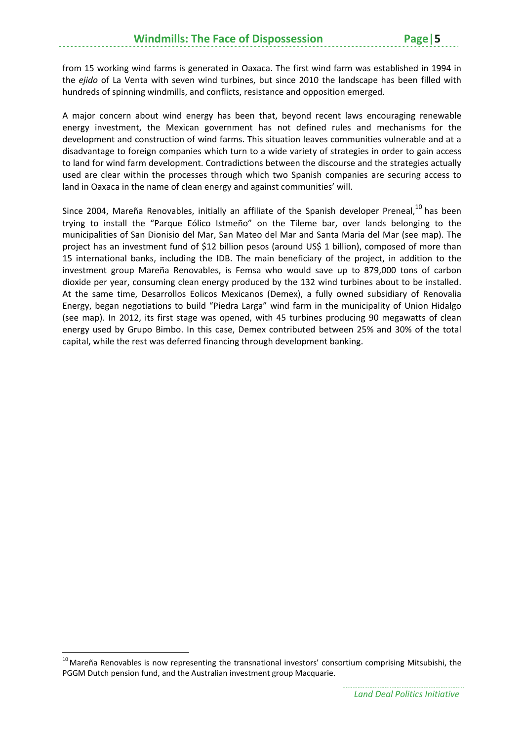from 15 working wind farms is generated in Oaxaca. The first wind farm was established in 1994 in the *ejido* of La Venta with seven wind turbines, but since 2010 the landscape has been filled with hundreds of spinning windmills, and conflicts, resistance and opposition emerged.

A major concern about wind energy has been that, beyond recent laws encouraging renewable energy investment, the Mexican government has not defined rules and mechanisms for the development and construction of wind farms. This situation leaves communities vulnerable and at a disadvantage to foreign companies which turn to a wide variety of strategies in order to gain access to land for wind farm development. Contradictions between the discourse and the strategies actually used are clear within the processes through which two Spanish companies are securing access to land in Oaxaca in the name of clean energy and against communities' will.

Since 2004, Mareña Renovables, initially an affiliate of the Spanish developer Preneal,[10] has been trying to install the "Parque Eólico Istmeño" on the Tileme bar, over lands belonging to the municipalities of San Dionisio del Mar, San Mateo del Mar and Santa Maria del Mar (see map). The project has an investment fund of $12 billion pesos (around US$ 1 billion), composed of more than 15 international banks, including the IDB. The main beneficiary of the project, in addition to the investment group Mareña Renovables, is Femsa who would save up to 879,000 tons of carbon dioxide per year, consuming clean energy produced by the 132 wind turbines about to be installed. At the same time, Desarrollos Eolicos Mexicanos (Demex), a fully owned subsidiary of Renovalia Energy, began negotiations to build "Piedra Larga" wind farm in the municipality of Union Hidalgo (see map). In 2012, its first stage was opened, with 45 turbines producing 90 megawatts of clean energy used by Grupo Bimbo. In this case, Demex contributed between 25% and 30% of the total capital, while the rest was deferred financing through development banking.

[10] Mareña Renovables is now representing the transnational investors' consortium comprising Mitsubishi, the PGGM Dutch pension fund, and the Australian investment group Macquarie.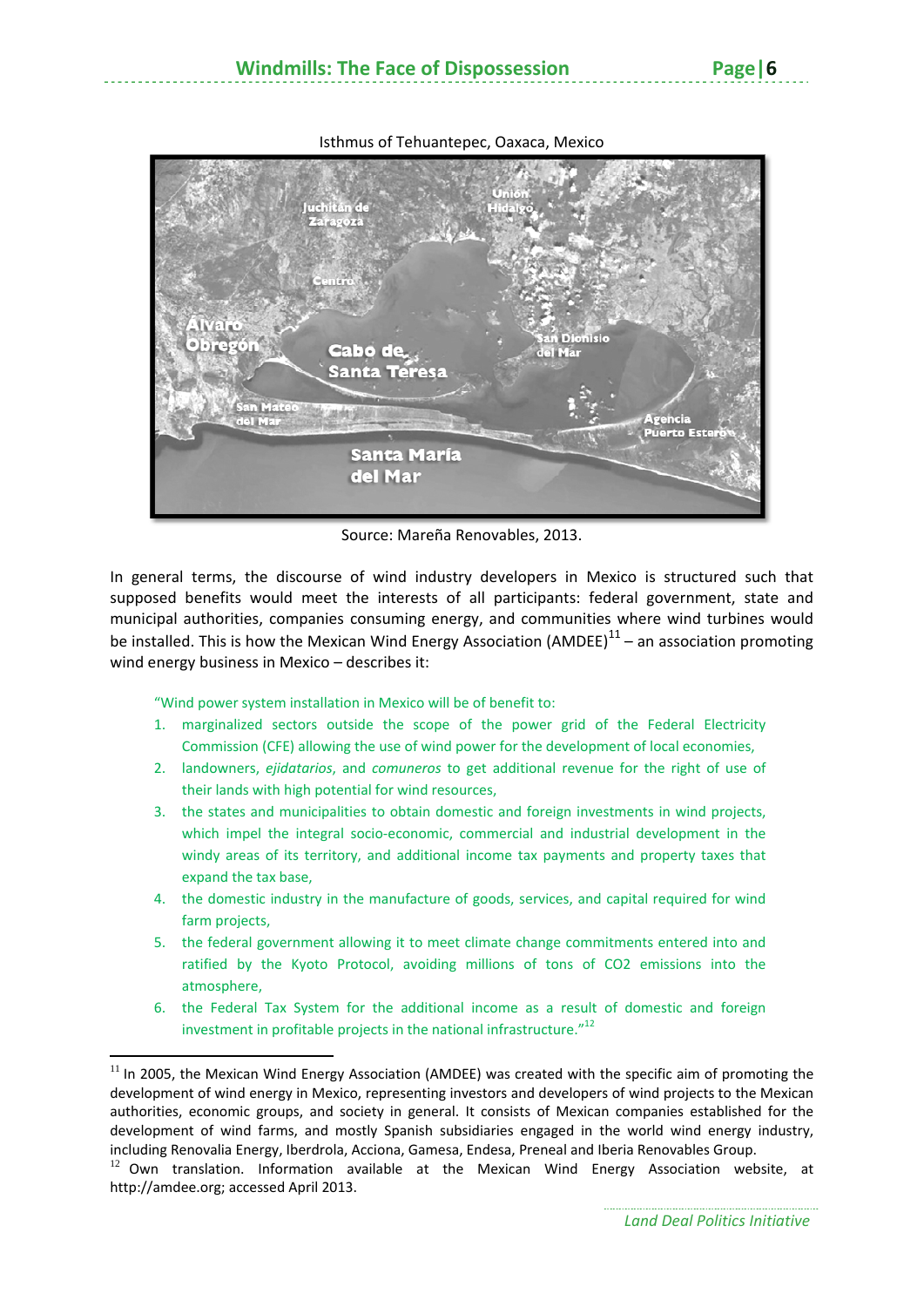Isthmus of Tehuantepec, Oaxaca, Mexico

Source: Mareña Renovables, 2013.

In general terms, the discourse of wind industry developers in Mexico is structured such that supposed benefits would meet the interests of all participants: federal government, state and municipal authorities, companies consuming energy, and communities where wind turbines would be installed. This is how the Mexican Wind Energy Association (AMDEE)[11] – an association promoting wind energy business in Mexico – describes it:

> "Wind power system installation in Mexico will be of benefit to:
>
> 1. marginalized sectors outside the scope of the power grid of the Federal Electricity Commission (CFE) allowing the use of wind power for the development of local economies,
> 2. landowners, *ejidatarios*, and *comuneros* to get additional revenue for the right of use of their lands with high potential for wind resources,
> 3. the states and municipalities to obtain domestic and foreign investments in wind projects, which impel the integral socio-economic, commercial and industrial development in the windy areas of its territory, and additional income tax payments and property taxes that expand the tax base,
> 4. the domestic industry in the manufacture of goods, services, and capital required for wind farm projects,
> 5. the federal government allowing it to meet climate change commitments entered into and ratified by the Kyoto Protocol, avoiding millions of tons of CO2 emissions into the atmosphere,
> 6. the Federal Tax System for the additional income as a result of domestic and foreign investment in profitable projects in the national infrastructure."[12]

---

[11] In 2005, the Mexican Wind Energy Association (AMDEE) was created with the specific aim of promoting the development of wind energy in Mexico, representing investors and developers of wind projects to the Mexican authorities, economic groups, and society in general. It consists of Mexican companies established for the development of wind farms, and mostly Spanish subsidiaries engaged in the world wind energy industry, including Renovalia Energy, Iberdrola, Acciona, Gamesa, Endesa, Preneal and Iberia Renovables Group.

[12] Own translation. Information available at the Mexican Wind Energy Association website, at http://amdee.org; accessed April 2013.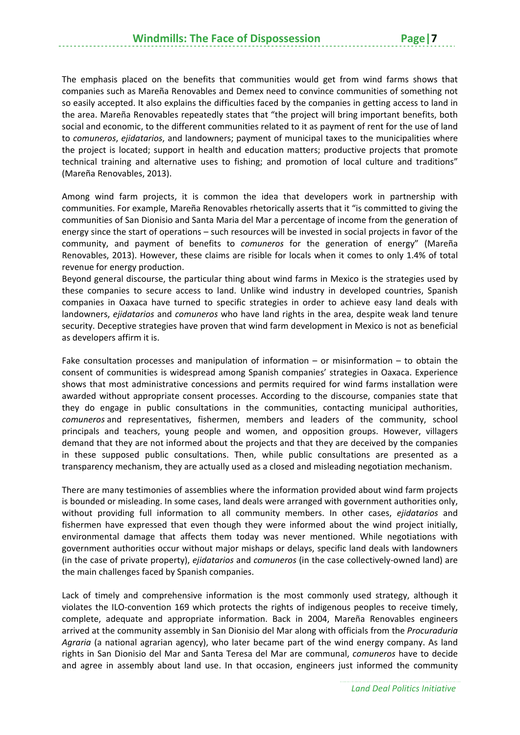The emphasis placed on the benefits that communities would get from wind farms shows that companies such as Mareña Renovables and Demex need to convince communities of something not so easily accepted. It also explains the difficulties faced by the companies in getting access to land in the area. Mareña Renovables repeatedly states that "the project will bring important benefits, both social and economic, to the different communities related to it as payment of rent for the use of land to *comuneros*, *ejidatarios*, and landowners; payment of municipal taxes to the municipalities where the project is located; support in health and education matters; productive projects that promote technical training and alternative uses to fishing; and promotion of local culture and traditions" (Mareña Renovables, 2013).

Among wind farm projects, it is common the idea that developers work in partnership with communities. For example, Mareña Renovables rhetorically asserts that it "is committed to giving the communities of San Dionisio and Santa Maria del Mar a percentage of income from the generation of energy since the start of operations – such resources will be invested in social projects in favor of the community, and payment of benefits to *comuneros* for the generation of energy" (Mareña Renovables, 2013). However, these claims are risible for locals when it comes to only 1.4% of total revenue for energy production.

Beyond general discourse, the particular thing about wind farms in Mexico is the strategies used by these companies to secure access to land. Unlike wind industry in developed countries, Spanish companies in Oaxaca have turned to specific strategies in order to achieve easy land deals with landowners, *ejidatarios* and *comuneros* who have land rights in the area, despite weak land tenure security. Deceptive strategies have proven that wind farm development in Mexico is not as beneficial as developers affirm it is.

Fake consultation processes and manipulation of information – or misinformation – to obtain the consent of communities is widespread among Spanish companies' strategies in Oaxaca. Experience shows that most administrative concessions and permits required for wind farms installation were awarded without appropriate consent processes. According to the discourse, companies state that they do engage in public consultations in the communities, contacting municipal authorities, *comuneros* and representatives, fishermen, members and leaders of the community, school principals and teachers, young people and women, and opposition groups. However, villagers demand that they are not informed about the projects and that they are deceived by the companies in these supposed public consultations. Then, while public consultations are presented as a transparency mechanism, they are actually used as a closed and misleading negotiation mechanism.

There are many testimonies of assemblies where the information provided about wind farm projects is bounded or misleading. In some cases, land deals were arranged with government authorities only, without providing full information to all community members. In other cases, *ejidatarios* and fishermen have expressed that even though they were informed about the wind project initially, environmental damage that affects them today was never mentioned. While negotiations with government authorities occur without major mishaps or delays, specific land deals with landowners (in the case of private property), *ejidatarios* and *comuneros* (in the case collectively-owned land) are the main challenges faced by Spanish companies.

Lack of timely and comprehensive information is the most commonly used strategy, although it violates the ILO-convention 169 which protects the rights of indigenous peoples to receive timely, complete, adequate and appropriate information. Back in 2004, Mareña Renovables engineers arrived at the community assembly in San Dionisio del Mar along with officials from the *Procuraduria Agraria* (a national agrarian agency), who later became part of the wind energy company. As land rights in San Dionisio del Mar and Santa Teresa del Mar are communal, *comuneros* have to decide and agree in assembly about land use. In that occasion, engineers just informed the community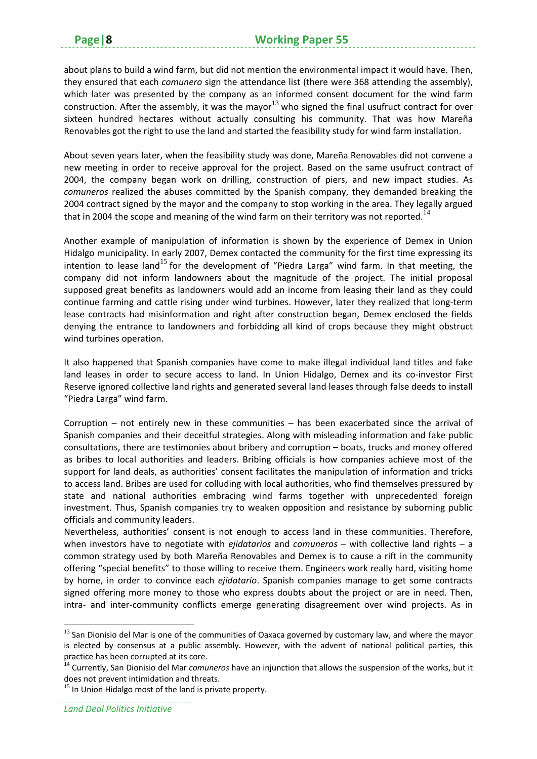about plans to build a wind farm, but did not mention the environmental impact it would have. Then, they ensured that each *comunero* sign the attendance list (there were 368 attending the assembly), which later was presented by the company as an informed consent document for the wind farm construction. After the assembly, it was the mayor[13] who signed the final usufruct contract for over sixteen hundred hectares without actually consulting his community. That was how Mareña Renovables got the right to use the land and started the feasibility study for wind farm installation.

About seven years later, when the feasibility study was done, Mareña Renovables did not convene a new meeting in order to receive approval for the project. Based on the same usufruct contract of 2004, the company began work on drilling, construction of piers, and new impact studies. As *comuneros* realized the abuses committed by the Spanish company, they demanded breaking the 2004 contract signed by the mayor and the company to stop working in the area. They legally argued that in 2004 the scope and meaning of the wind farm on their territory was not reported.[14]

Another example of manipulation of information is shown by the experience of Demex in Union Hidalgo municipality. In early 2007, Demex contacted the community for the first time expressing its intention to lease land[15] for the development of "Piedra Larga" wind farm. In that meeting, the company did not inform landowners about the magnitude of the project. The initial proposal supposed great benefits as landowners would add an income from leasing their land as they could continue farming and cattle rising under wind turbines. However, later they realized that long-term lease contracts had misinformation and right after construction began, Demex enclosed the fields denying the entrance to landowners and forbidding all kind of crops because they might obstruct wind turbines operation.

It also happened that Spanish companies have come to make illegal individual land titles and fake land leases in order to secure access to land. In Union Hidalgo, Demex and its co-investor First Reserve ignored collective land rights and generated several land leases through false deeds to install "Piedra Larga" wind farm.

Corruption – not entirely new in these communities – has been exacerbated since the arrival of Spanish companies and their deceitful strategies. Along with misleading information and fake public consultations, there are testimonies about bribery and corruption – boats, trucks and money offered as bribes to local authorities and leaders. Bribing officials is how companies achieve most of the support for land deals, as authorities' consent facilitates the manipulation of information and tricks to access land. Bribes are used for colluding with local authorities, who find themselves pressured by state and national authorities embracing wind farms together with unprecedented foreign investment. Thus, Spanish companies try to weaken opposition and resistance by suborning public officials and community leaders.

Nevertheless, authorities' consent is not enough to access land in these communities. Therefore, when investors have to negotiate with *ejidatarios* and *comuneros* – with collective land rights – a common strategy used by both Mareña Renovables and Demex is to cause a rift in the community offering "special benefits" to those willing to receive them. Engineers work really hard, visiting home by home, in order to convince each *ejidatario*. Spanish companies manage to get some contracts signed offering more money to those who express doubts about the project or are in need. Then, intra- and inter-community conflicts emerge generating disagreement over wind projects. As in

---

[13] San Dionisio del Mar is one of the communities of Oaxaca governed by customary law, and where the mayor is elected by consensus at a public assembly. However, with the advent of national political parties, this practice has been corrupted at its core.

[14] Currently, San Dionisio del Mar *comuneros* have an injunction that allows the suspension of the works, but it does not prevent intimidation and threats.

[15] In Union Hidalgo most of the land is private property.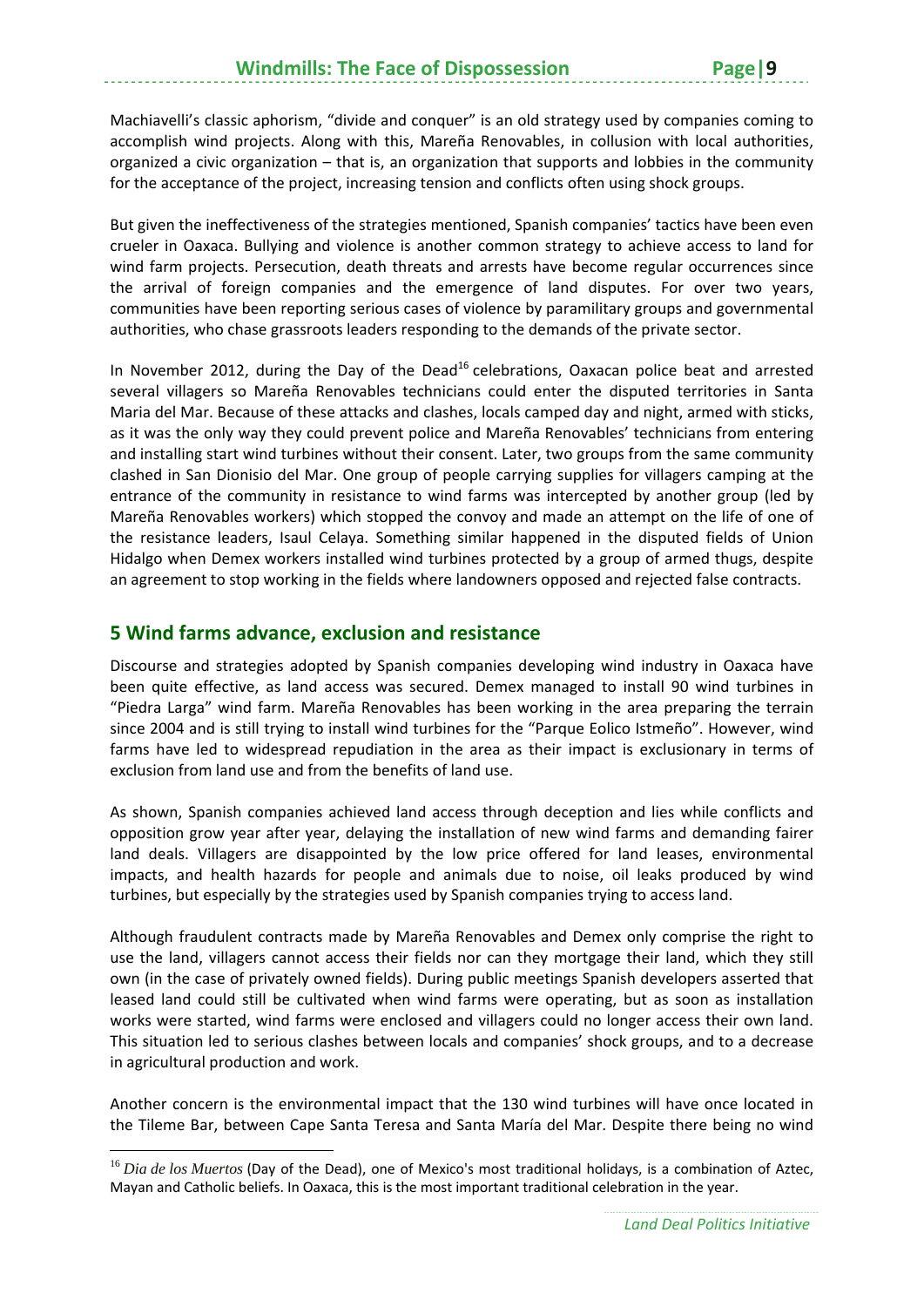Machiavelli's classic aphorism, "divide and conquer" is an old strategy used by companies coming to accomplish wind projects. Along with this, Mareña Renovables, in collusion with local authorities, organized a civic organization – that is, an organization that supports and lobbies in the community for the acceptance of the project, increasing tension and conflicts often using shock groups.

But given the ineffectiveness of the strategies mentioned, Spanish companies' tactics have been even crueler in Oaxaca. Bullying and violence is another common strategy to achieve access to land for wind farm projects. Persecution, death threats and arrests have become regular occurrences since the arrival of foreign companies and the emergence of land disputes. For over two years, communities have been reporting serious cases of violence by paramilitary groups and governmental authorities, who chase grassroots leaders responding to the demands of the private sector.

In November 2012, during the Day of the Dead[16] celebrations, Oaxacan police beat and arrested several villagers so Mareña Renovables technicians could enter the disputed territories in Santa Maria del Mar. Because of these attacks and clashes, locals camped day and night, armed with sticks, as it was the only way they could prevent police and Mareña Renovables' technicians from entering and installing start wind turbines without their consent. Later, two groups from the same community clashed in San Dionisio del Mar. One group of people carrying supplies for villagers camping at the entrance of the community in resistance to wind farms was intercepted by another group (led by Mareña Renovables workers) which stopped the convoy and made an attempt on the life of one of the resistance leaders, Isaul Celaya. Something similar happened in the disputed fields of Union Hidalgo when Demex workers installed wind turbines protected by a group of armed thugs, despite an agreement to stop working in the fields where landowners opposed and rejected false contracts.

## 5 Wind farms advance, exclusion and resistance

Discourse and strategies adopted by Spanish companies developing wind industry in Oaxaca have been quite effective, as land access was secured. Demex managed to install 90 wind turbines in "Piedra Larga" wind farm. Mareña Renovables has been working in the area preparing the terrain since 2004 and is still trying to install wind turbines for the "Parque Eolico Istmeño". However, wind farms have led to widespread repudiation in the area as their impact is exclusionary in terms of exclusion from land use and from the benefits of land use.

As shown, Spanish companies achieved land access through deception and lies while conflicts and opposition grow year after year, delaying the installation of new wind farms and demanding fairer land deals. Villagers are disappointed by the low price offered for land leases, environmental impacts, and health hazards for people and animals due to noise, oil leaks produced by wind turbines, but especially by the strategies used by Spanish companies trying to access land.

Although fraudulent contracts made by Mareña Renovables and Demex only comprise the right to use the land, villagers cannot access their fields nor can they mortgage their land, which they still own (in the case of privately owned fields). During public meetings Spanish developers asserted that leased land could still be cultivated when wind farms were operating, but as soon as installation works were started, wind farms were enclosed and villagers could no longer access their own land. This situation led to serious clashes between locals and companies' shock groups, and to a decrease in agricultural production and work.

Another concern is the environmental impact that the 130 wind turbines will have once located in the Tileme Bar, between Cape Santa Teresa and Santa María del Mar. Despite there being no wind

---

[16] *Dia de los Muertos* (Day of the Dead), one of Mexico's most traditional holidays, is a combination of Aztec, Mayan and Catholic beliefs. In Oaxaca, this is the most important traditional celebration in the year.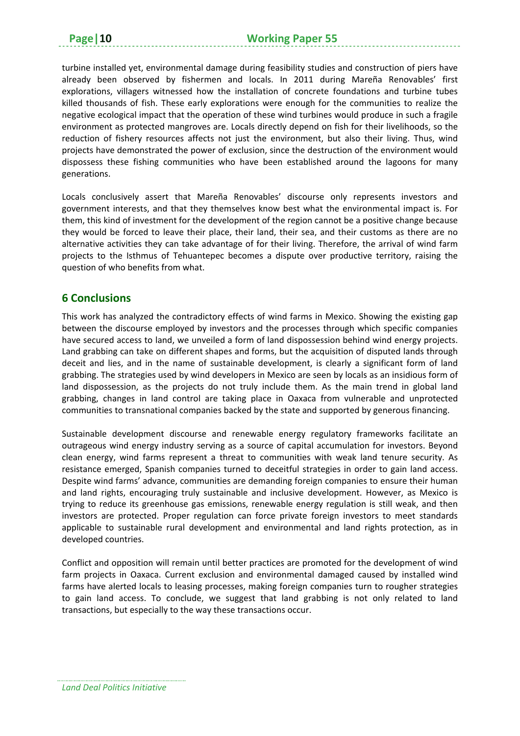turbine installed yet, environmental damage during feasibility studies and construction of piers have already been observed by fishermen and locals. In 2011 during Mareña Renovables' first explorations, villagers witnessed how the installation of concrete foundations and turbine tubes killed thousands of fish. These early explorations were enough for the communities to realize the negative ecological impact that the operation of these wind turbines would produce in such a fragile environment as protected mangroves are. Locals directly depend on fish for their livelihoods, so the reduction of fishery resources affects not just the environment, but also their living. Thus, wind projects have demonstrated the power of exclusion, since the destruction of the environment would dispossess these fishing communities who have been established around the lagoons for many generations.

Locals conclusively assert that Mareña Renovables' discourse only represents investors and government interests, and that they themselves know best what the environmental impact is. For them, this kind of investment for the development of the region cannot be a positive change because they would be forced to leave their place, their land, their sea, and their customs as there are no alternative activities they can take advantage of for their living. Therefore, the arrival of wind farm projects to the Isthmus of Tehuantepec becomes a dispute over productive territory, raising the question of who benefits from what.

## 6 Conclusions

This work has analyzed the contradictory effects of wind farms in Mexico. Showing the existing gap between the discourse employed by investors and the processes through which specific companies have secured access to land, we unveiled a form of land dispossession behind wind energy projects. Land grabbing can take on different shapes and forms, but the acquisition of disputed lands through deceit and lies, and in the name of sustainable development, is clearly a significant form of land grabbing. The strategies used by wind developers in Mexico are seen by locals as an insidious form of land dispossession, as the projects do not truly include them. As the main trend in global land grabbing, changes in land control are taking place in Oaxaca from vulnerable and unprotected communities to transnational companies backed by the state and supported by generous financing.

Sustainable development discourse and renewable energy regulatory frameworks facilitate an outrageous wind energy industry serving as a source of capital accumulation for investors. Beyond clean energy, wind farms represent a threat to communities with weak land tenure security. As resistance emerged, Spanish companies turned to deceitful strategies in order to gain land access. Despite wind farms' advance, communities are demanding foreign companies to ensure their human and land rights, encouraging truly sustainable and inclusive development. However, as Mexico is trying to reduce its greenhouse gas emissions, renewable energy regulation is still weak, and then investors are protected. Proper regulation can force private foreign investors to meet standards applicable to sustainable rural development and environmental and land rights protection, as in developed countries.

Conflict and opposition will remain until better practices are promoted for the development of wind farm projects in Oaxaca. Current exclusion and environmental damaged caused by installed wind farms have alerted locals to leasing processes, making foreign companies turn to rougher strategies to gain land access. To conclude, we suggest that land grabbing is not only related to land transactions, but especially to the way these transactions occur.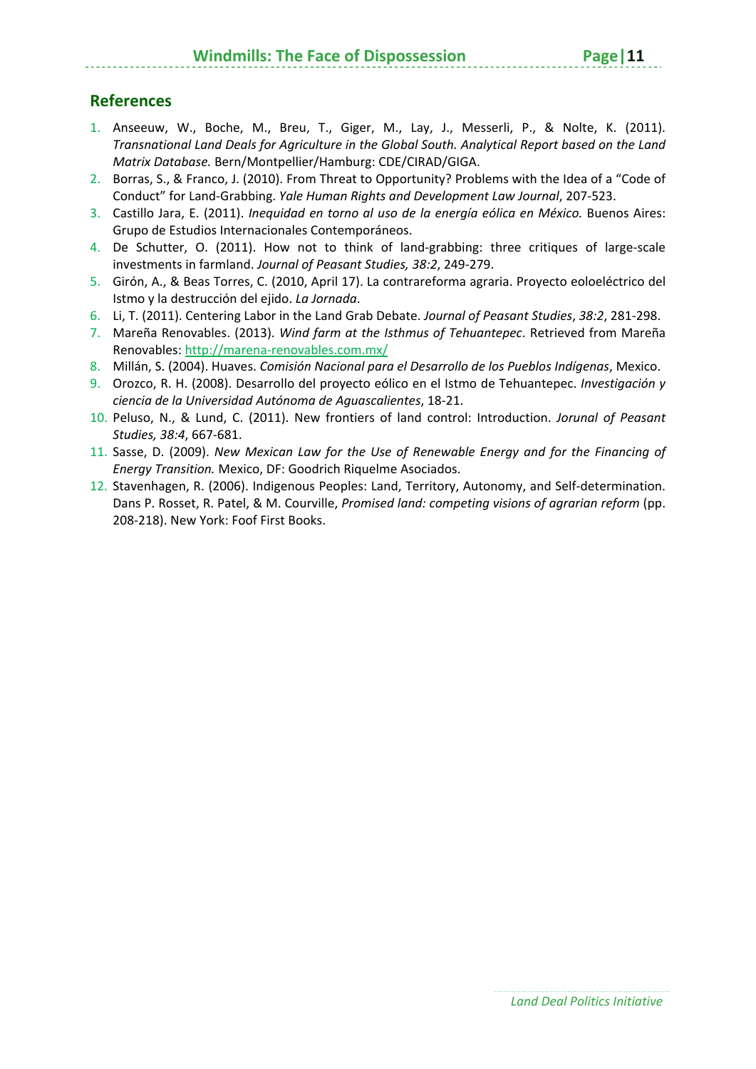## References

1. Anseeuw, W., Boche, M., Breu, T., Giger, M., Lay, J., Messerli, P., & Nolte, K. (2011). *Transnational Land Deals for Agriculture in the Global South. Analytical Report based on the Land Matrix Database.* Bern/Montpellier/Hamburg: CDE/CIRAD/GIGA.
2. Borras, S., & Franco, J. (2010). From Threat to Opportunity? Problems with the Idea of a "Code of Conduct" for Land-Grabbing. *Yale Human Rights and Development Law Journal*, 207-523.
3. Castillo Jara, E. (2011). *Inequidad en torno al uso de la energía eólica en México.* Buenos Aires: Grupo de Estudios Internacionales Contemporáneos.
4. De Schutter, O. (2011). How not to think of land-grabbing: three critiques of large-scale investments in farmland. *Journal of Peasant Studies, 38:2*, 249-279.
5. Girón, A., & Beas Torres, C. (2010, April 17). La contrareforma agraria. Proyecto eoloeléctrico del Istmo y la destrucción del ejido. *La Jornada*.
6. Li, T. (2011). Centering Labor in the Land Grab Debate. *Journal of Peasant Studies*, *38:2*, 281-298.
7. Mareña Renovables. (2013). *Wind farm at the Isthmus of Tehuantepec*. Retrieved from Mareña Renovables: http://marena-renovables.com.mx/
8. Millán, S. (2004). Huaves. *Comisión Nacional para el Desarrollo de los Pueblos Indígenas*, Mexico.
9. Orozco, R. H. (2008). Desarrollo del proyecto eólico en el Istmo de Tehuantepec. *Investigación y ciencia de la Universidad Autónoma de Aguascalientes*, 18-21.
10. Peluso, N., & Lund, C. (2011). New frontiers of land control: Introduction. *Jorunal of Peasant Studies, 38:4*, 667-681.
11. Sasse, D. (2009). *New Mexican Law for the Use of Renewable Energy and for the Financing of Energy Transition.* Mexico, DF: Goodrich Riquelme Asociados.
12. Stavenhagen, R. (2006). Indigenous Peoples: Land, Territory, Autonomy, and Self-determination. Dans P. Rosset, R. Patel, & M. Courville, *Promised land: competing visions of agrarian reform* (pp. 208-218). New York: Foof First Books.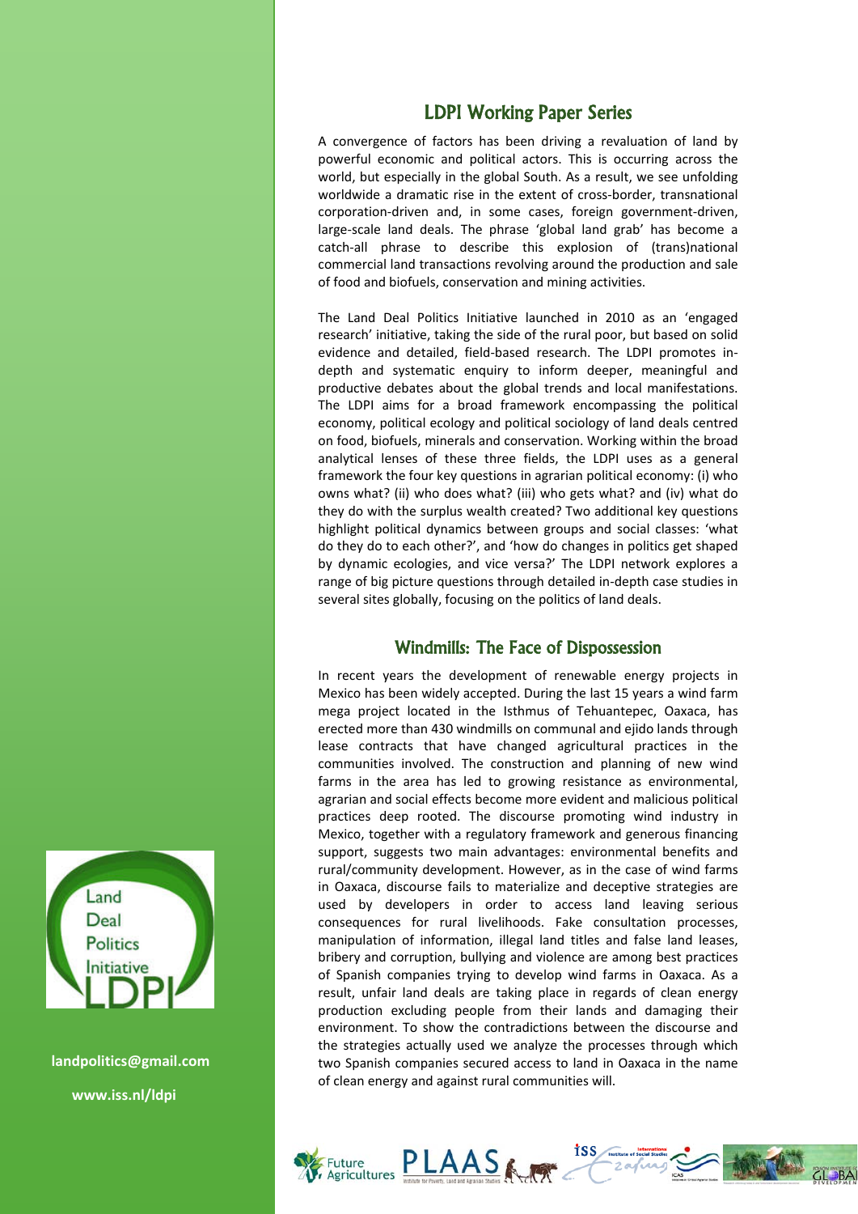## LDPI Working Paper Series

A convergence of factors has been driving a revaluation of land by powerful economic and political actors. This is occurring across the world, but especially in the global South. As a result, we see unfolding worldwide a dramatic rise in the extent of cross-border, transnational corporation-driven and, in some cases, foreign government-driven, large-scale land deals. The phrase 'global land grab' has become a catch-all phrase to describe this explosion of (trans)national commercial land transactions revolving around the production and sale of food and biofuels, conservation and mining activities.

The Land Deal Politics Initiative launched in 2010 as an 'engaged research' initiative, taking the side of the rural poor, but based on solid evidence and detailed, field-based research. The LDPI promotes in-depth and systematic enquiry to inform deeper, meaningful and productive debates about the global trends and local manifestations. The LDPI aims for a broad framework encompassing the political economy, political ecology and political sociology of land deals centred on food, biofuels, minerals and conservation. Working within the broad analytical lenses of these three fields, the LDPI uses as a general framework the four key questions in agrarian political economy: (i) who owns what? (ii) who does what? (iii) who gets what? and (iv) what do they do with the surplus wealth created? Two additional key questions highlight political dynamics between groups and social classes: 'what do they do to each other?', and 'how do changes in politics get shaped by dynamic ecologies, and vice versa?' The LDPI network explores a range of big picture questions through detailed in-depth case studies in several sites globally, focusing on the politics of land deals.

## Windmills: The Face of Dispossession

In recent years the development of renewable energy projects in Mexico has been widely accepted. During the last 15 years a wind farm mega project located in the Isthmus of Tehuantepec, Oaxaca, has erected more than 430 windmills on communal and ejido lands through lease contracts that have changed agricultural practices in the communities involved. The construction and planning of new wind farms in the area has led to growing resistance as environmental, agrarian and social effects become more evident and malicious political practices deep rooted. The discourse promoting wind industry in Mexico, together with a regulatory framework and generous financing support, suggests two main advantages: environmental benefits and rural/community development. However, as in the case of wind farms in Oaxaca, discourse fails to materialize and deceptive strategies are used by developers in order to access land leaving serious consequences for rural livelihoods. Fake consultation processes, manipulation of information, illegal land titles and false land leases, bribery and corruption, bullying and violence are among best practices of Spanish companies trying to develop wind farms in Oaxaca. As a result, unfair land deals are taking place in regards of clean energy production excluding people from their lands and damaging their environment. To show the contradictions between the discourse and the strategies actually used we analyze the processes through which two Spanish companies secured access to land in Oaxaca in the name of clean energy and against rural communities will.

Land Deal Politics Initiative LDPI

landpolitics@gmail.com

www.iss.nl/ldpi